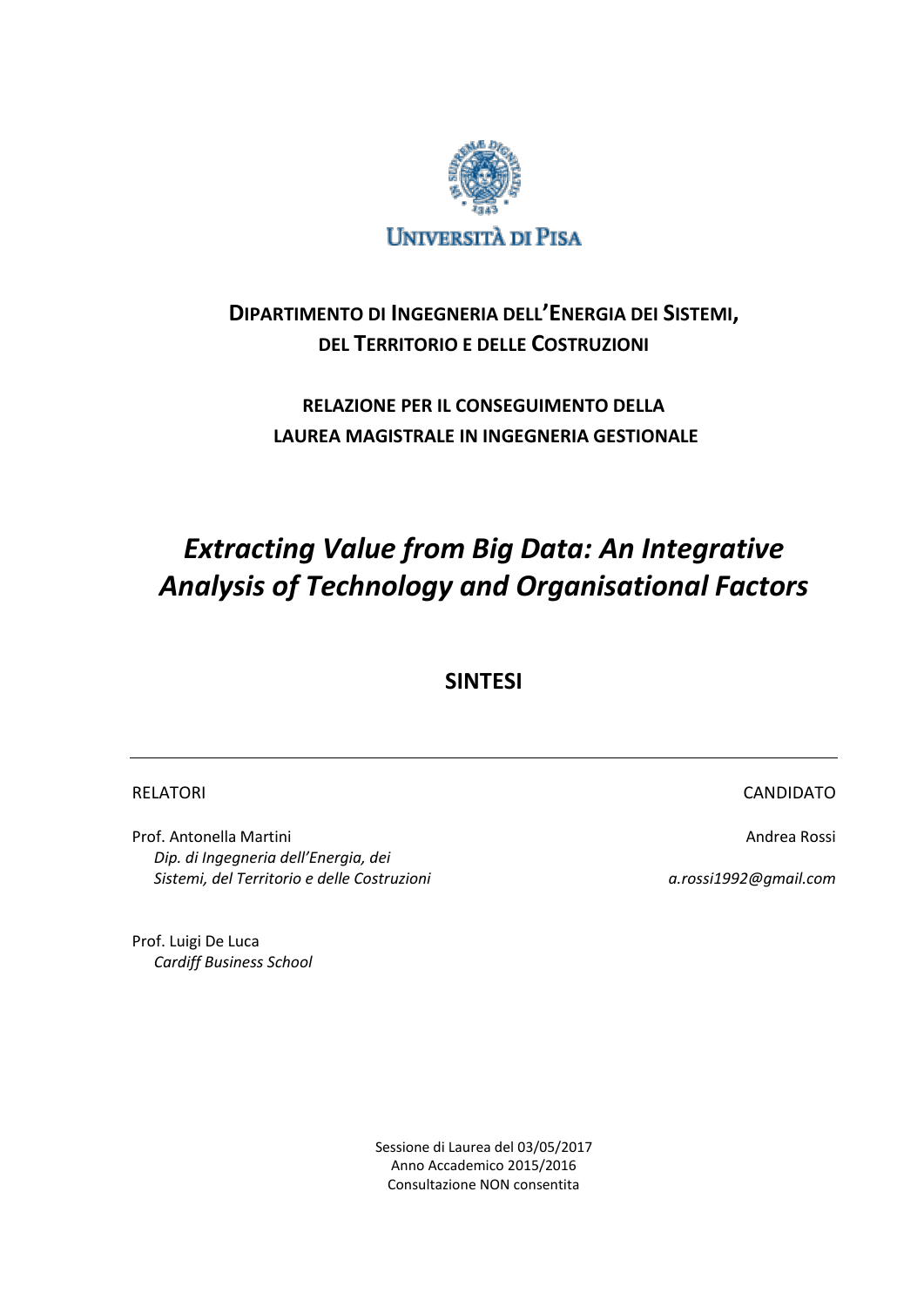UNIVERSITÀ DI PISA

**DIPARTIMENTO DI INGEGNERIA DELL'ENERGIA DEI SISTEMI, DEL TERRITORIO E DELLE COSTRUZIONI**

**RELAZIONE PER IL CONSEGUIMENTO DELLA LAUREA MAGISTRALE IN INGEGNERIA GESTIONALE**

# *Extracting Value from Big Data: An Integrative Analysis of Technology and Organisational Factors*

## SINTESI

---

RELATORI

Prof. Antonella Martini
*Dip. di Ingegneria dell'Energia, dei Sistemi, del Territorio e delle Costruzioni*

Prof. Luigi De Luca
*Cardiff Business School*

CANDIDATO

Andrea Rossi

*a.rossi1992@gmail.com*

Sessione di Laurea del 03/05/2017
Anno Accademico 2015/2016
Consultazione NON consentita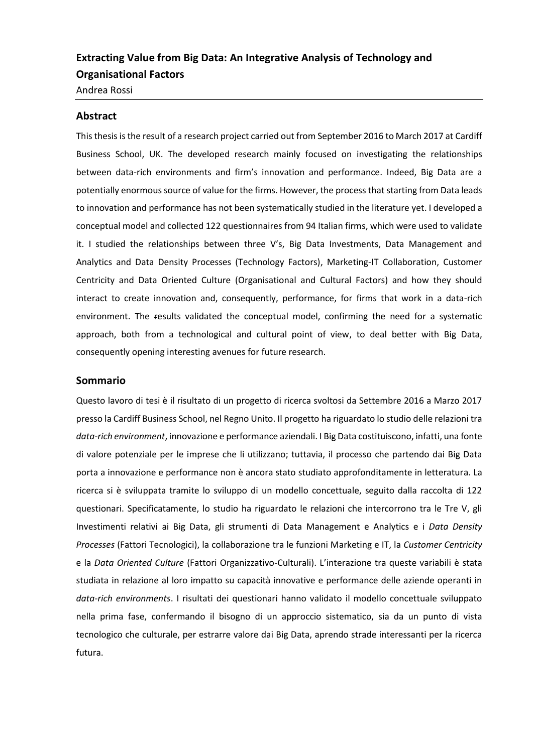**Extracting Value from Big Data: An Integrative Analysis of Technology and Organisational Factors**

Andrea Rossi

## Abstract

This thesis is the result of a research project carried out from September 2016 to March 2017 at Cardiff Business School, UK. The developed research mainly focused on investigating the relationships between data-rich environments and firm's innovation and performance. Indeed, Big Data are a potentially enormous source of value for the firms. However, the process that starting from Data leads to innovation and performance has not been systematically studied in the literature yet. I developed a conceptual model and collected 122 questionnaires from 94 Italian firms, which were used to validate it. I studied the relationships between three V's, Big Data Investments, Data Management and Analytics and Data Density Processes (Technology Factors), Marketing-IT Collaboration, Customer Centricity and Data Oriented Culture (Organisational and Cultural Factors) and how they should interact to create innovation and, consequently, performance, for firms that work in a data-rich environment. The results validated the conceptual model, confirming the need for a systematic approach, both from a technological and cultural point of view, to deal better with Big Data, consequently opening interesting avenues for future research.

## Sommario

Questo lavoro di tesi è il risultato di un progetto di ricerca svoltosi da Settembre 2016 a Marzo 2017 presso la Cardiff Business School, nel Regno Unito. Il progetto ha riguardato lo studio delle relazioni tra *data-rich environment*, innovazione e performance aziendali. I Big Data costituiscono, infatti, una fonte di valore potenziale per le imprese che li utilizzano; tuttavia, il processo che partendo dai Big Data porta a innovazione e performance non è ancora stato studiato approfonditamente in letteratura. La ricerca si è sviluppata tramite lo sviluppo di un modello concettuale, seguito dalla raccolta di 122 questionari. Specificatamente, lo studio ha riguardato le relazioni che intercorrono tra le Tre V, gli Investimenti relativi ai Big Data, gli strumenti di Data Management e Analytics e i *Data Density Processes* (Fattori Tecnologici), la collaborazione tra le funzioni Marketing e IT, la *Customer Centricity* e la *Data Oriented Culture* (Fattori Organizzativo-Culturali). L'interazione tra queste variabili è stata studiata in relazione al loro impatto su capacità innovative e performance delle aziende operanti in *data-rich environments*. I risultati dei questionari hanno validato il modello concettuale sviluppato nella prima fase, confermando il bisogno di un approccio sistematico, sia da un punto di vista tecnologico che culturale, per estrarre valore dai Big Data, aprendo strade interessanti per la ricerca futura.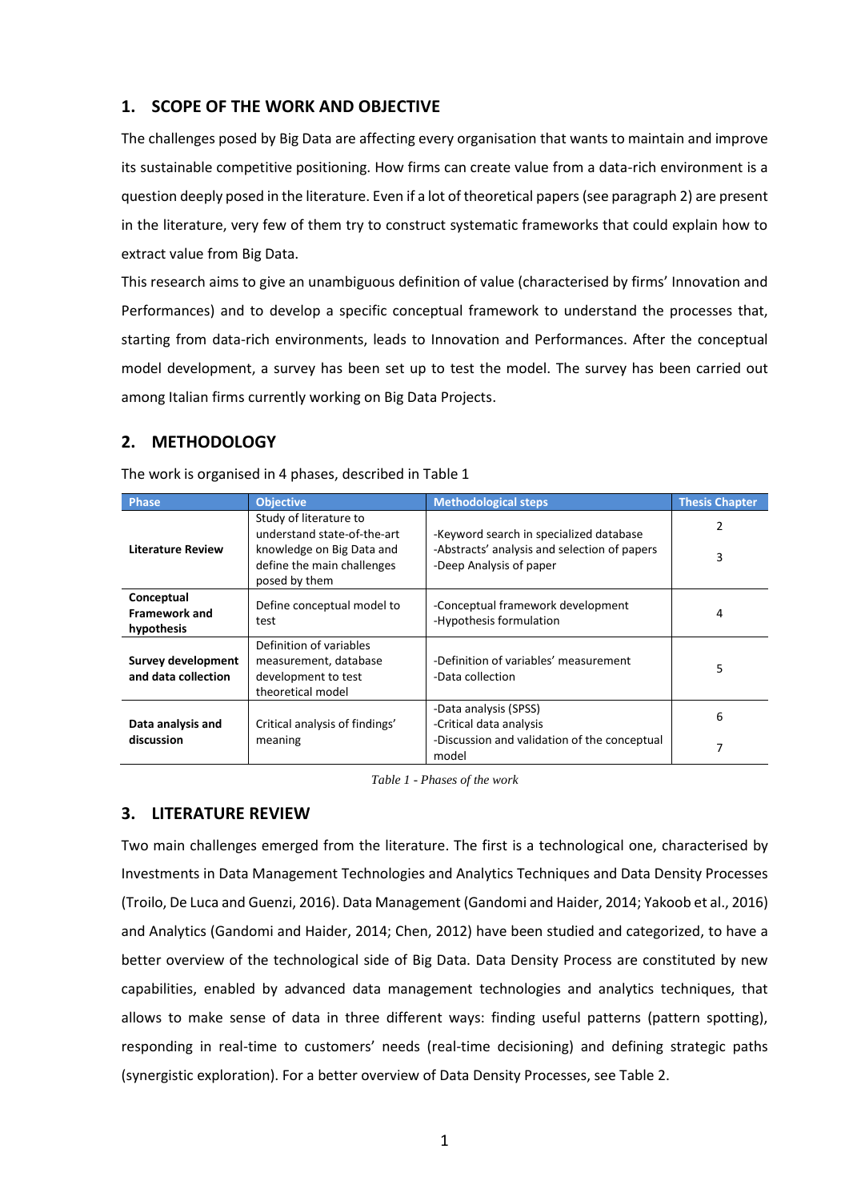## 1. SCOPE OF THE WORK AND OBJECTIVE

The challenges posed by Big Data are affecting every organisation that wants to maintain and improve its sustainable competitive positioning. How firms can create value from a data-rich environment is a question deeply posed in the literature. Even if a lot of theoretical papers (see paragraph 2) are present in the literature, very few of them try to construct systematic frameworks that could explain how to extract value from Big Data.

This research aims to give an unambiguous definition of value (characterised by firms' Innovation and Performances) and to develop a specific conceptual framework to understand the processes that, starting from data-rich environments, leads to Innovation and Performances. After the conceptual model development, a survey has been set up to test the model. The survey has been carried out among Italian firms currently working on Big Data Projects.

## 2. METHODOLOGY

The work is organised in 4 phases, described in Table 1

| Phase | Objective | Methodological steps | Thesis Chapter |
|---|---|---|---|
| **Literature Review** | Study of literature to understand state-of-the-art knowledge on Big Data and define the main challenges posed by them | -Keyword search in specialized database<br>-Abstracts' analysis and selection of papers<br>-Deep Analysis of paper | 2<br>3 |
| **Conceptual Framework and hypothesis** | Define conceptual model to test | -Conceptual framework development<br>-Hypothesis formulation | 4 |
| **Survey development and data collection** | Definition of variables measurement, database development to test theoretical model | -Definition of variables' measurement<br>-Data collection | 5 |
| **Data analysis and discussion** | Critical analysis of findings' meaning | -Data analysis (SPSS)<br>-Critical data analysis<br>-Discussion and validation of the conceptual model | 6<br>7 |

*Table 1 - Phases of the work*

## 3. LITERATURE REVIEW

Two main challenges emerged from the literature. The first is a technological one, characterised by Investments in Data Management Technologies and Analytics Techniques and Data Density Processes (Troilo, De Luca and Guenzi, 2016). Data Management (Gandomi and Haider, 2014; Yakoob et al., 2016) and Analytics (Gandomi and Haider, 2014; Chen, 2012) have been studied and categorized, to have a better overview of the technological side of Big Data. Data Density Process are constituted by new capabilities, enabled by advanced data management technologies and analytics techniques, that allows to make sense of data in three different ways: finding useful patterns (pattern spotting), responding in real-time to customers' needs (real-time decisioning) and defining strategic paths (synergistic exploration). For a better overview of Data Density Processes, see Table 2.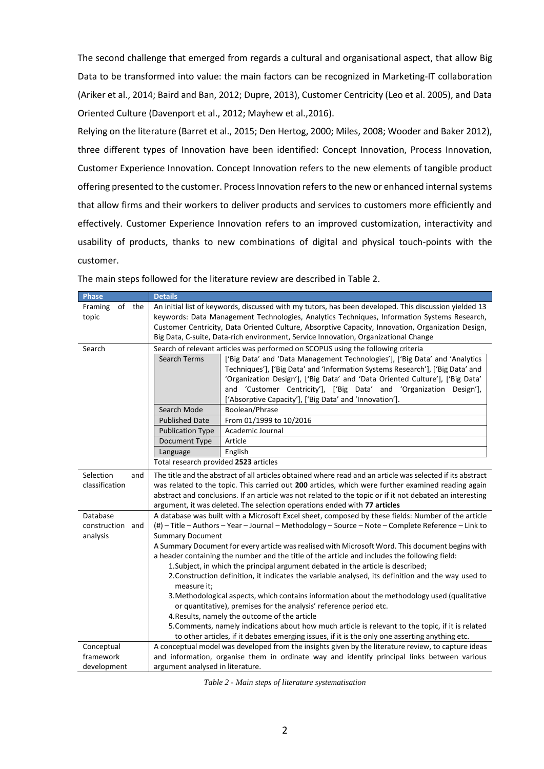The second challenge that emerged from regards a cultural and organisational aspect, that allow Big Data to be transformed into value: the main factors can be recognized in Marketing-IT collaboration (Ariker et al., 2014; Baird and Ban, 2012; Dupre, 2013), Customer Centricity (Leo et al. 2005), and Data Oriented Culture (Davenport et al., 2012; Mayhew et al.,2016).

Relying on the literature (Barret et al., 2015; Den Hertog, 2000; Miles, 2008; Wooder and Baker 2012), three different types of Innovation have been identified: Concept Innovation, Process Innovation, Customer Experience Innovation. Concept Innovation refers to the new elements of tangible product offering presented to the customer. Process Innovation refers to the new or enhanced internal systems that allow firms and their workers to deliver products and services to customers more efficiently and effectively. Customer Experience Innovation refers to an improved customization, interactivity and usability of products, thanks to new combinations of digital and physical touch-points with the customer.

The main steps followed for the literature review are described in Table 2.

| Phase | Details | |
|---|---|---|
| Framing of the topic | An initial list of keywords, discussed with my tutors, has been developed. This discussion yielded 13 keywords: Data Management Technologies, Analytics Techniques, Information Systems Research, Customer Centricity, Data Oriented Culture, Absorptive Capacity, Innovation, Organization Design, Big Data, C-suite, Data-rich environment, Service Innovation, Organizational Change | |
| Search | Search of relevant articles was performed on SCOPUS using the following criteria | |
| | Search Terms | ['Big Data' and 'Data Management Technologies'], ['Big Data' and 'Analytics Techniques'], ['Big Data' and 'Information Systems Research'], ['Big Data' and 'Organization Design'], ['Big Data' and 'Data Oriented Culture'], ['Big Data' and 'Customer Centricity'], ['Big Data' and 'Organization Design'], ['Absorptive Capacity'], ['Big Data' and 'Innovation']. |
| | Search Mode | Boolean/Phrase |
| | Published Date | From 01/1999 to 10/2016 |
| | Publication Type | Academic Journal |
| | Document Type | Article |
| | Language | English |
| | Total research provided **2523** articles | |
| Selection and classification | The title and the abstract of all articles obtained where read and an article was selected if its abstract was related to the topic. This carried out **200** articles, which were further examined reading again abstract and conclusions. If an article was not related to the topic or if it not debated an interesting argument, it was deleted. The selection operations ended with **77 articles** | |
| Database construction and analysis | A database was built with a Microsoft Excel sheet, composed by these fields: Number of the article (#) – Title – Authors – Year – Journal – Methodology – Source – Note – Complete Reference – Link to Summary Document<br>A Summary Document for every article was realised with Microsoft Word. This document begins with a header containing the number and the title of the article and includes the following field:<br>1.Subject, in which the principal argument debated in the article is described;<br>2.Construction definition, it indicates the variable analysed, its definition and the way used to measure it;<br>3.Methodological aspects, which contains information about the methodology used (qualitative or quantitative), premises for the analysis' reference period etc.<br>4.Results, namely the outcome of the article<br>5.Comments, namely indications about how much article is relevant to the topic, if it is related to other articles, if it debates emerging issues, if it is the only one asserting anything etc. | |
| Conceptual framework development | A conceptual model was developed from the insights given by the literature review, to capture ideas and information, organise them in ordinate way and identify principal links between various argument analysed in literature. | |

*Table 2 - Main steps of literature systematisation*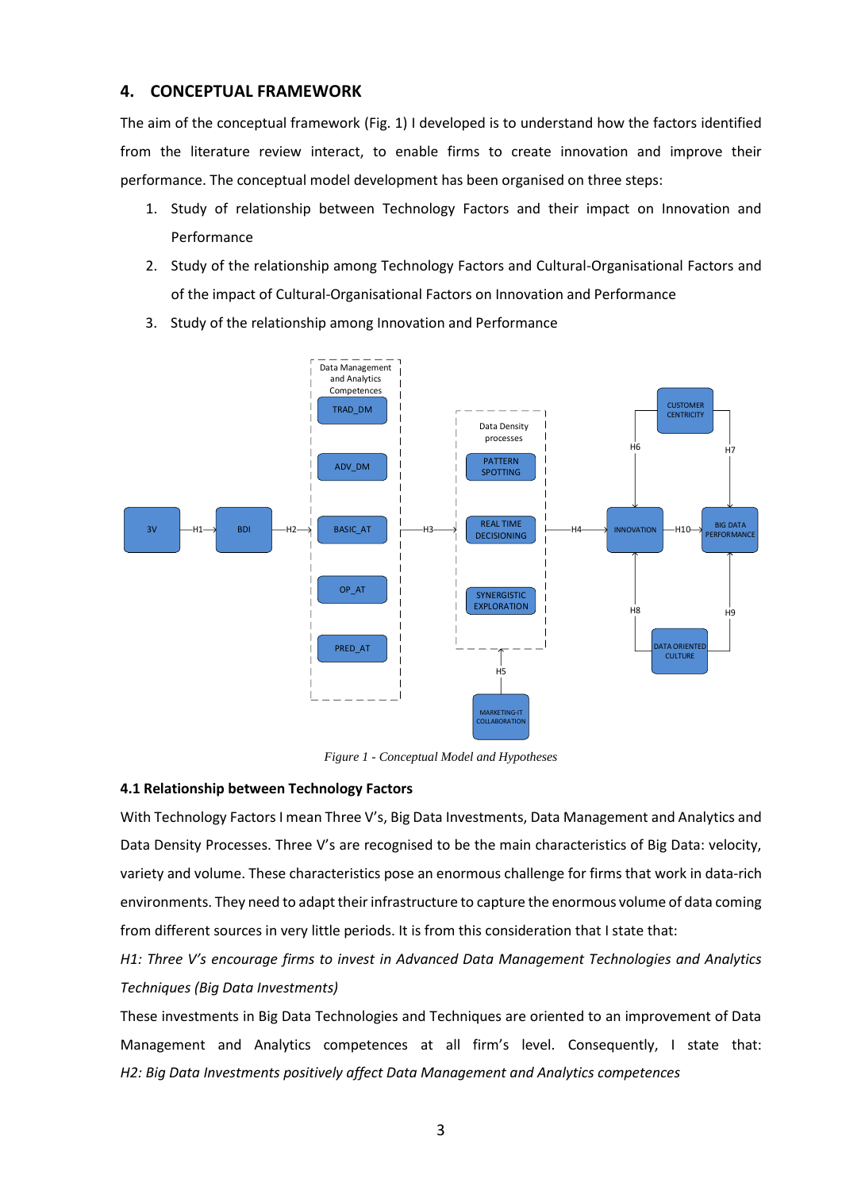## 4. CONCEPTUAL FRAMEWORK

The aim of the conceptual framework (Fig. 1) I developed is to understand how the factors identified from the literature review interact, to enable firms to create innovation and improve their performance. The conceptual model development has been organised on three steps:

1. Study of relationship between Technology Factors and their impact on Innovation and Performance
2. Study of the relationship among Technology Factors and Cultural-Organisational Factors and of the impact of Cultural-Organisational Factors on Innovation and Performance
3. Study of the relationship among Innovation and Performance

*Figure 1 - Conceptual Model and Hypotheses*

### 4.1 Relationship between Technology Factors

With Technology Factors I mean Three V's, Big Data Investments, Data Management and Analytics and Data Density Processes. Three V's are recognised to be the main characteristics of Big Data: velocity, variety and volume. These characteristics pose an enormous challenge for firms that work in data-rich environments. They need to adapt their infrastructure to capture the enormous volume of data coming from different sources in very little periods. It is from this consideration that I state that:

*H1: Three V's encourage firms to invest in Advanced Data Management Technologies and Analytics Techniques (Big Data Investments)*

These investments in Big Data Technologies and Techniques are oriented to an improvement of Data Management and Analytics competences at all firm's level. Consequently, I state that: *H2: Big Data Investments positively affect Data Management and Analytics competences*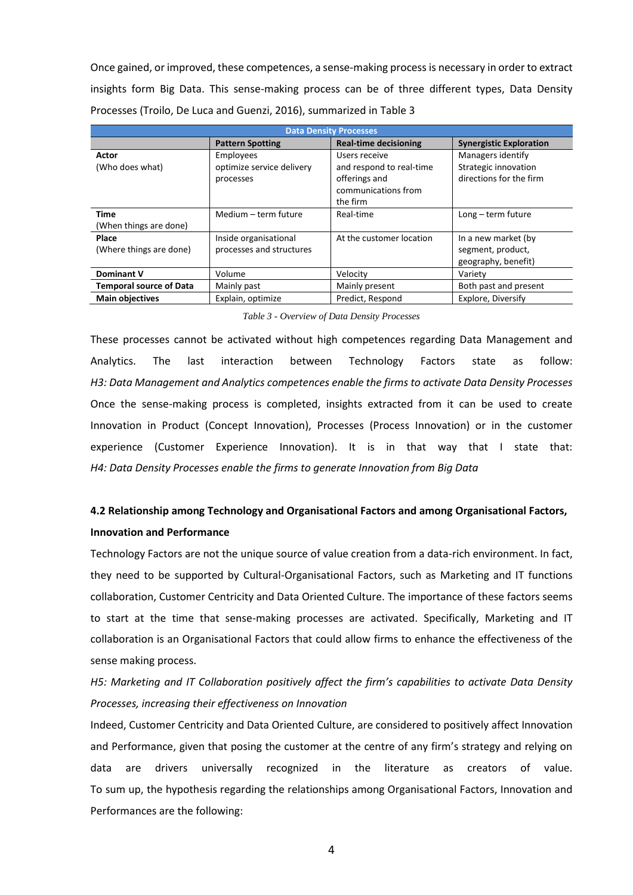Once gained, or improved, these competences, a sense-making process is necessary in order to extract insights form Big Data. This sense-making process can be of three different types, Data Density Processes (Troilo, De Luca and Guenzi, 2016), summarized in Table 3

| Data Density Processes | | | |
|---|---|---|---|
| | **Pattern Spotting** | **Real-time decisioning** | **Synergistic Exploration** |
| **Actor** (Who does what) | Employees optimize service delivery processes | Users receive and respond to real-time offerings and communications from the firm | Managers identify Strategic innovation directions for the firm |
| **Time** (When things are done) | Medium – term future | Real-time | Long – term future |
| **Place** (Where things are done) | Inside organisational processes and structures | At the customer location | In a new market (by segment, product, geography, benefit) |
| **Dominant V** | Volume | Velocity | Variety |
| **Temporal source of Data** | Mainly past | Mainly present | Both past and present |
| **Main objectives** | Explain, optimize | Predict, Respond | Explore, Diversify |

*Table 3 - Overview of Data Density Processes*

These processes cannot be activated without high competences regarding Data Management and Analytics. The last interaction between Technology Factors state as follow:
*H3: Data Management and Analytics competences enable the firms to activate Data Density Processes*
Once the sense-making process is completed, insights extracted from it can be used to create Innovation in Product (Concept Innovation), Processes (Process Innovation) or in the customer experience (Customer Experience Innovation). It is in that way that I state that:
*H4: Data Density Processes enable the firms to generate Innovation from Big Data*

#### 4.2 Relationship among Technology and Organisational Factors and among Organisational Factors, Innovation and Performance

Technology Factors are not the unique source of value creation from a data-rich environment. In fact, they need to be supported by Cultural-Organisational Factors, such as Marketing and IT functions collaboration, Customer Centricity and Data Oriented Culture. The importance of these factors seems to start at the time that sense-making processes are activated. Specifically, Marketing and IT collaboration is an Organisational Factors that could allow firms to enhance the effectiveness of the sense making process.

*H5: Marketing and IT Collaboration positively affect the firm's capabilities to activate Data Density Processes, increasing their effectiveness on Innovation*

Indeed, Customer Centricity and Data Oriented Culture, are considered to positively affect Innovation and Performance, given that posing the customer at the centre of any firm's strategy and relying on data are drivers universally recognized in the literature as creators of value.
To sum up, the hypothesis regarding the relationships among Organisational Factors, Innovation and Performances are the following: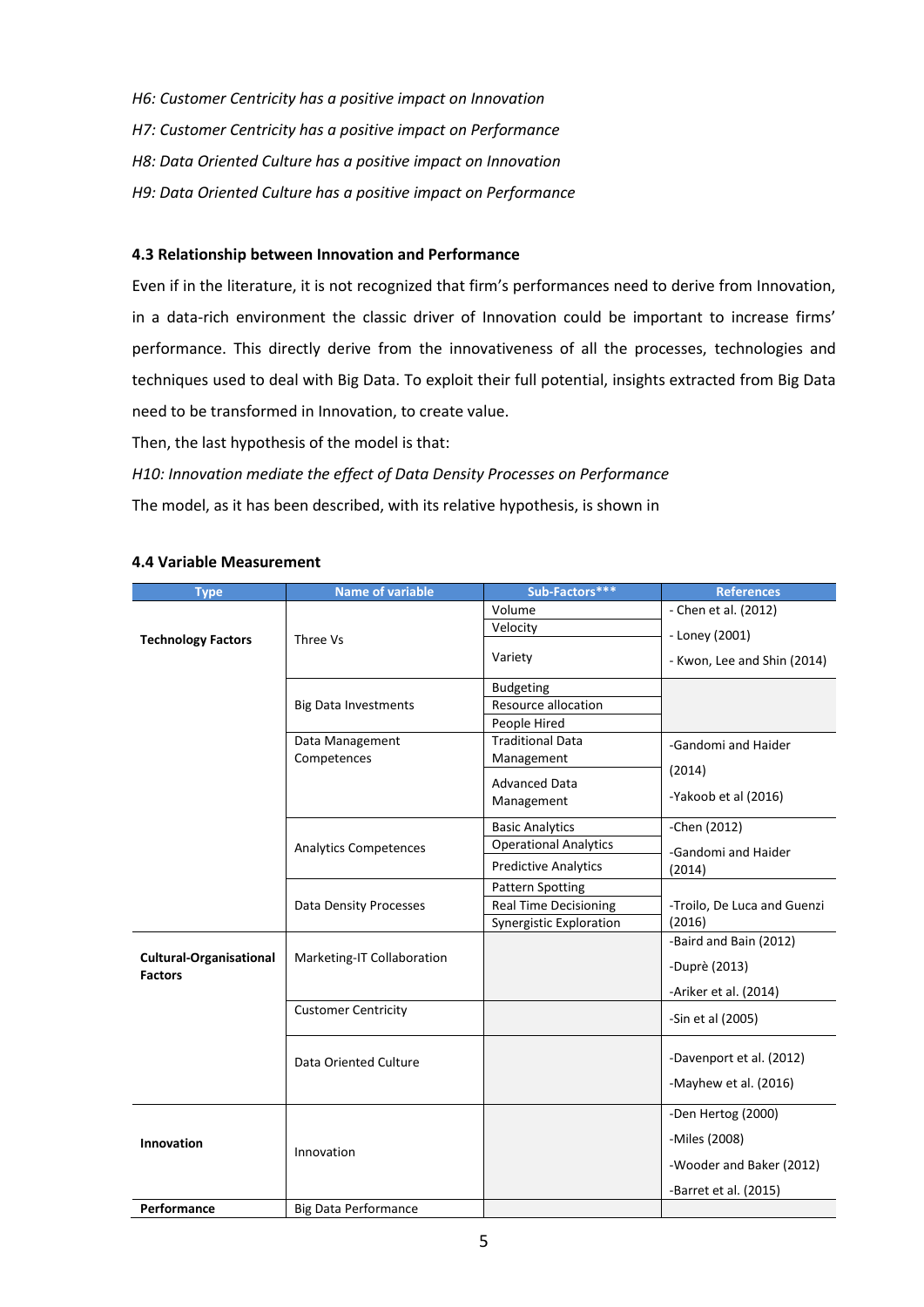*H6: Customer Centricity has a positive impact on Innovation*

*H7: Customer Centricity has a positive impact on Performance*

*H8: Data Oriented Culture has a positive impact on Innovation*

*H9: Data Oriented Culture has a positive impact on Performance*

### 4.3 Relationship between Innovation and Performance

Even if in the literature, it is not recognized that firm's performances need to derive from Innovation, in a data-rich environment the classic driver of Innovation could be important to increase firms' performance. This directly derive from the innovativeness of all the processes, technologies and techniques used to deal with Big Data. To exploit their full potential, insights extracted from Big Data need to be transformed in Innovation, to create value.

Then, the last hypothesis of the model is that:

*H10: Innovation mediate the effect of Data Density Processes on Performance*

The model, as it has been described, with its relative hypothesis, is shown in

### 4.4 Variable Measurement

| Type | Name of variable | Sub-Factors*** | References |
|---|---|---|---|
| **Technology Factors** | Three Vs | Volume<br>Velocity<br>Variety | - Chen et al. (2012)<br>- Loney (2001)<br>- Kwon, Lee and Shin (2014) |
| | Big Data Investments | Budgeting<br>Resource allocation<br>People Hired | |
| | Data Management Competences | Traditional Data Management<br>Advanced Data Management | -Gandomi and Haider (2014)<br>-Yakoob et al (2016) |
| | Analytics Competences | Basic Analytics<br>Operational Analytics<br>Predictive Analytics | -Chen (2012)<br>-Gandomi and Haider (2014) |
| | Data Density Processes | Pattern Spotting<br>Real Time Decisioning<br>Synergistic Exploration | -Troilo, De Luca and Guenzi (2016) |
| **Cultural-Organisational Factors** | Marketing-IT Collaboration | | -Baird and Bain (2012)<br>-Duprè (2013)<br>-Ariker et al. (2014) |
| | Customer Centricity | | -Sin et al (2005) |
| | Data Oriented Culture | | -Davenport et al. (2012)<br>-Mayhew et al. (2016) |
| **Innovation** | Innovation | | -Den Hertog (2000)<br>-Miles (2008)<br>-Wooder and Baker (2012)<br>-Barret et al. (2015) |
| **Performance** | Big Data Performance | | |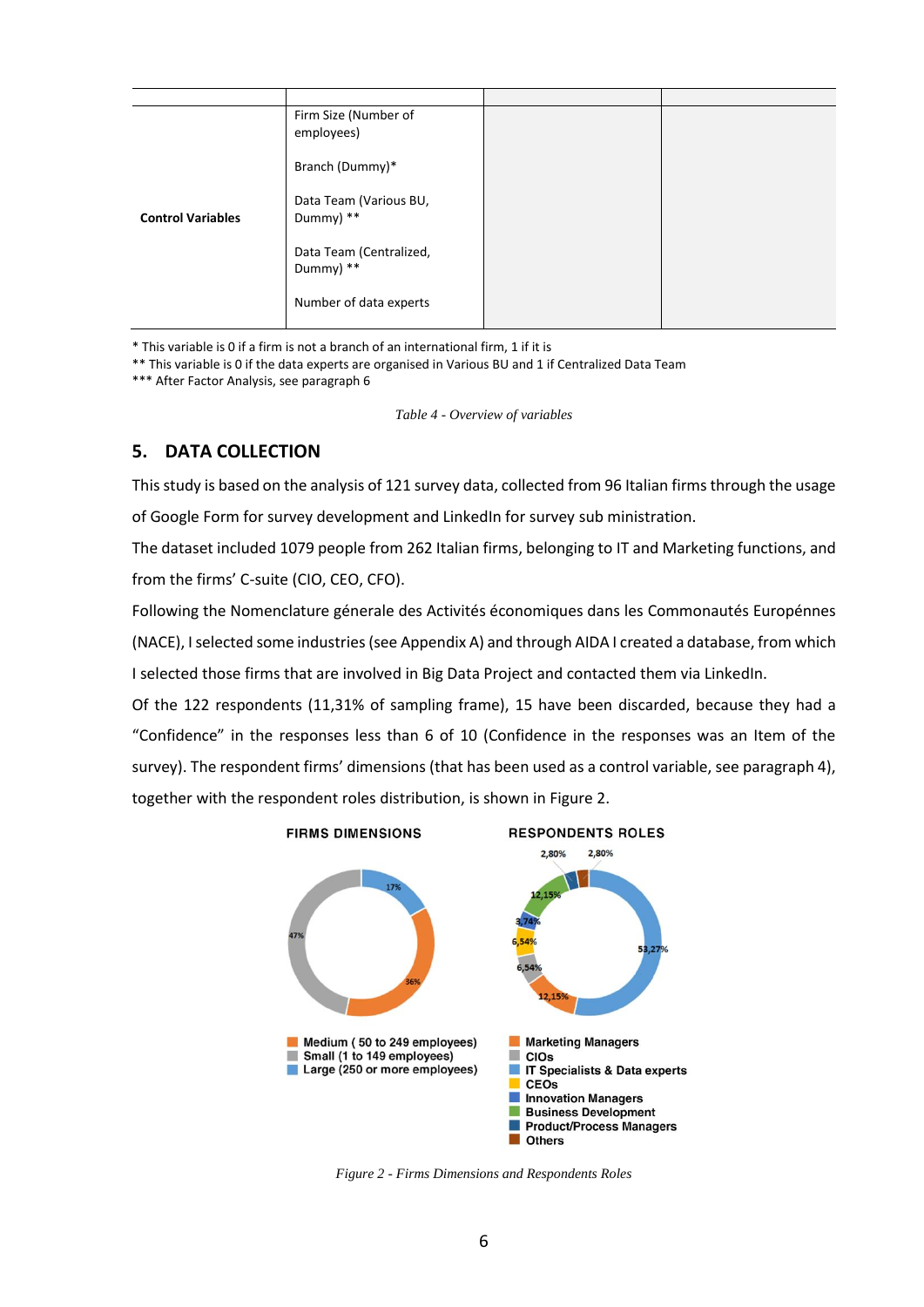| | | | |
|---|---|---|---|
| Control Variables | Firm Size (Number of employees)<br><br>Branch (Dummy)*<br><br>Data Team (Various BU, Dummy) **<br><br>Data Team (Centralized, Dummy) **<br><br>Number of data experts | | |

\* This variable is 0 if a firm is not a branch of an international firm, 1 if it is

\*\* This variable is 0 if the data experts are organised in Various BU and 1 if Centralized Data Team

\*\*\* After Factor Analysis, see paragraph 6

*Table 4 - Overview of variables*

## 5. DATA COLLECTION

This study is based on the analysis of 121 survey data, collected from 96 Italian firms through the usage of Google Form for survey development and LinkedIn for survey sub ministration.

The dataset included 1079 people from 262 Italian firms, belonging to IT and Marketing functions, and from the firms' C-suite (CIO, CEO, CFO).

Following the Nomenclature génerale des Activités économiques dans les Commonautés Europénnes (NACE), I selected some industries (see Appendix A) and through AIDA I created a database, from which I selected those firms that are involved in Big Data Project and contacted them via LinkedIn.

Of the 122 respondents (11,31% of sampling frame), 15 have been discarded, because they had a "Confidence" in the responses less than 6 of 10 (Confidence in the responses was an Item of the survey). The respondent firms' dimensions (that has been used as a control variable, see paragraph 4), together with the respondent roles distribution, is shown in Figure 2.

FIRMS DIMENSIONS

- Medium ( 50 to 249 employees): 36%
- Small (1 to 149 employees): 47%
- Large (250 or more employees): 17%

RESPONDENTS ROLES

- Marketing Managers: 12,15%
- CIOs: 6,54%
- IT Specialists & Data experts: 53,27%
- CEOs: 6,54%
- Innovation Managers: 3,74%
- Business Development: 12,15%
- Product/Process Managers: 2,80%
- Others: 2,80%

*Figure 2 - Firms Dimensions and Respondents Roles*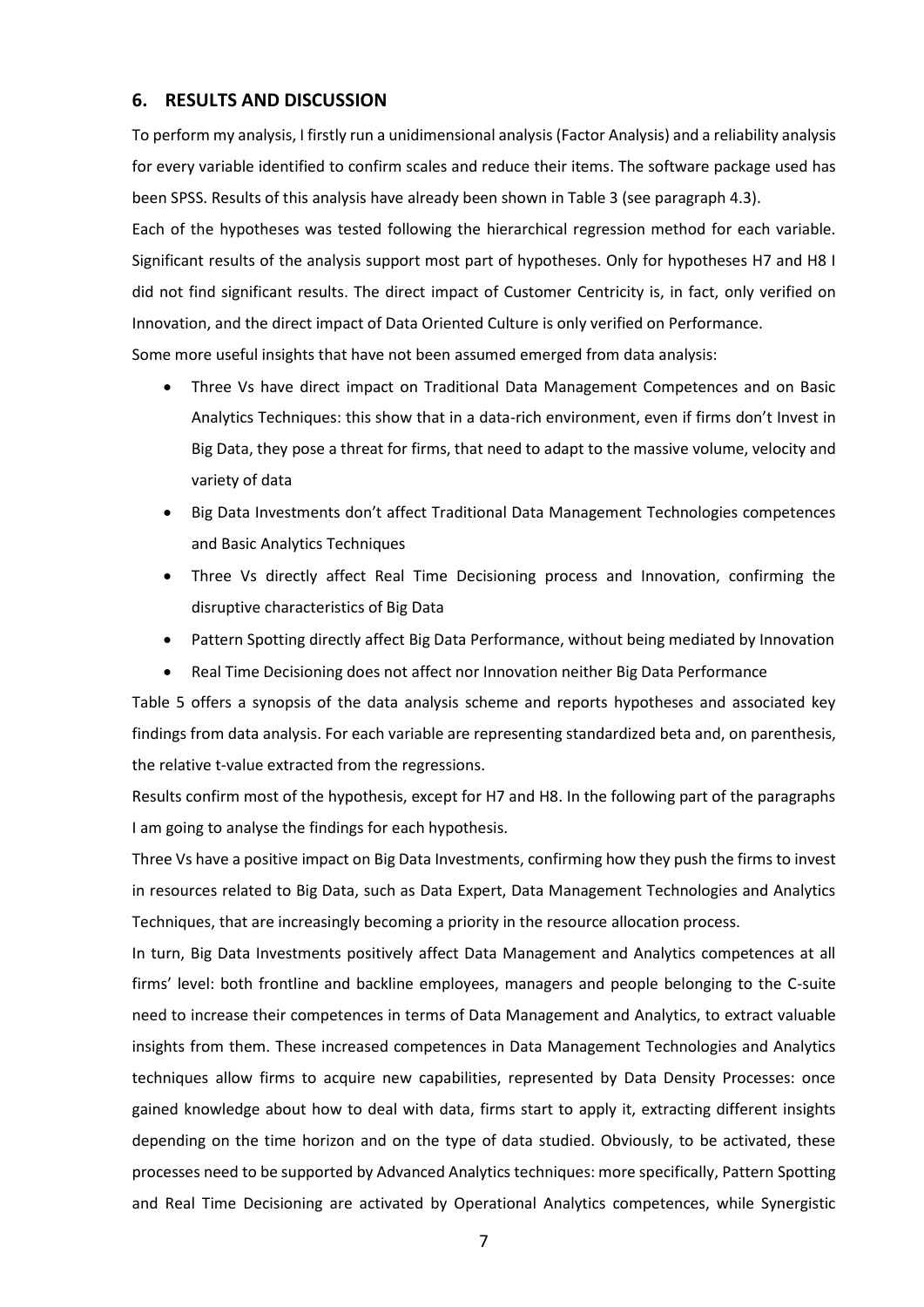## 6. RESULTS AND DISCUSSION

To perform my analysis, I firstly run a unidimensional analysis (Factor Analysis) and a reliability analysis for every variable identified to confirm scales and reduce their items. The software package used has been SPSS. Results of this analysis have already been shown in Table 3 (see paragraph 4.3).

Each of the hypotheses was tested following the hierarchical regression method for each variable. Significant results of the analysis support most part of hypotheses. Only for hypotheses H7 and H8 I did not find significant results. The direct impact of Customer Centricity is, in fact, only verified on Innovation, and the direct impact of Data Oriented Culture is only verified on Performance.

Some more useful insights that have not been assumed emerged from data analysis:

- Three Vs have direct impact on Traditional Data Management Competences and on Basic Analytics Techniques: this show that in a data-rich environment, even if firms don't Invest in Big Data, they pose a threat for firms, that need to adapt to the massive volume, velocity and variety of data
- Big Data Investments don't affect Traditional Data Management Technologies competences and Basic Analytics Techniques
- Three Vs directly affect Real Time Decisioning process and Innovation, confirming the disruptive characteristics of Big Data
- Pattern Spotting directly affect Big Data Performance, without being mediated by Innovation
- Real Time Decisioning does not affect nor Innovation neither Big Data Performance

Table 5 offers a synopsis of the data analysis scheme and reports hypotheses and associated key findings from data analysis. For each variable are representing standardized beta and, on parenthesis, the relative t-value extracted from the regressions.

Results confirm most of the hypothesis, except for H7 and H8. In the following part of the paragraphs I am going to analyse the findings for each hypothesis.

Three Vs have a positive impact on Big Data Investments, confirming how they push the firms to invest in resources related to Big Data, such as Data Expert, Data Management Technologies and Analytics Techniques, that are increasingly becoming a priority in the resource allocation process.

In turn, Big Data Investments positively affect Data Management and Analytics competences at all firms' level: both frontline and backline employees, managers and people belonging to the C-suite need to increase their competences in terms of Data Management and Analytics, to extract valuable insights from them. These increased competences in Data Management Technologies and Analytics techniques allow firms to acquire new capabilities, represented by Data Density Processes: once gained knowledge about how to deal with data, firms start to apply it, extracting different insights depending on the time horizon and on the type of data studied. Obviously, to be activated, these processes need to be supported by Advanced Analytics techniques: more specifically, Pattern Spotting and Real Time Decisioning are activated by Operational Analytics competences, while Synergistic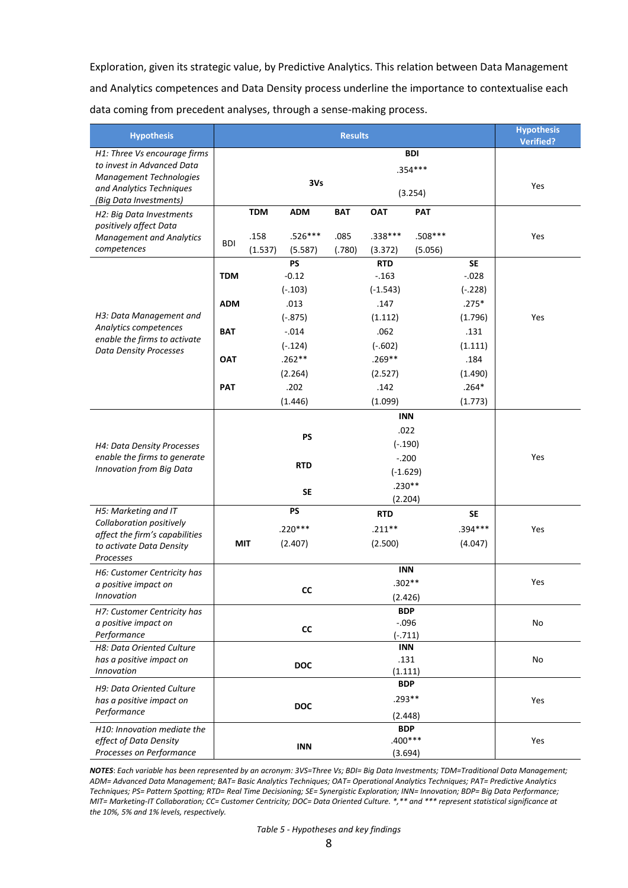Exploration, given its strategic value, by Predictive Analytics. This relation between Data Management and Analytics competences and Data Density process underline the importance to contextualise each data coming from precedent analyses, through a sense-making process.

| Hypothesis | Results | | | | | | Hypothesis Verified? |
|---|---|---|---|---|---|---|---|
| *H1: Three Vs encourage firms to invest in Advanced Data Management Technologies and Analytics Techniques (Big Data Investments)* | | **3Vs** | | | **BDI** .354*** (3.254) | | Yes |
| *H2: Big Data Investments positively affect Data Management and Analytics competences* | | **TDM** | **ADM** | **BAT** | **OAT** | **PAT** | Yes |
| | BDI | .158 (1.537) | .526*** (5.587) | .085 (.780) | .338*** (3.372) | .508*** (5.056) | |
| *H3: Data Management and Analytics competences enable the firms to activate Data Density Processes* | | **PS** | | **RTD** | | **SE** | Yes |
| | **TDM** | -0.12 (-.103) | | -.163 (-1.543) | | -.028 (-.228) | |
| | **ADM** | .013 (-.875) | | .147 (1.112) | | .275* (1.796) | |
| | **BAT** | -.014 (-.124) | | .062 (-.602) | | .131 (1.111) | |
| | **OAT** | .262** (2.264) | | .269** (2.527) | | .184 (1.490) | |
| | **PAT** | .202 (1.446) | | .142 (1.099) | | .264* (1.773) | |
| *H4: Data Density Processes enable the firms to generate Innovation from Big Data* | | | | | **INN** | | Yes |
| | | **PS** | | | .022 (-.190) | | |
| | | **RTD** | | | -.200 (-1.629) | | |
| | | **SE** | | | .230** (2.204) | | |
| *H5: Marketing and IT Collaboration positively affect the firm's capabilities to activate Data Density Processes* | | **PS** | | **RTD** | | **SE** | Yes |
| | **MIT** | .220*** (2.407) | | .211** (2.500) | | .394*** (4.047) | |
| *H6: Customer Centricity has a positive impact on Innovation* | | **CC** | | | **INN** .302** (2.426) | | Yes |
| *H7: Customer Centricity has a positive impact on Performance* | | **CC** | | | **BDP** -.096 (-.711) | | No |
| *H8: Data Oriented Culture has a positive impact on Innovation* | | **DOC** | | | **INN** .131 (1.111) | | No |
| *H9: Data Oriented Culture has a positive impact on Performance* | | **DOC** | | | **BDP** .293** (2.448) | | Yes |
| *H10: Innovation mediate the effect of Data Density Processes on Performance* | | **INN** | | | **BDP** .400*** (3.694) | | Yes |

***NOTES**: Each variable has been represented by an acronym: 3VS=Three Vs; BDI= Big Data Investments; TDM=Traditional Data Management; ADM= Advanced Data Management; BAT= Basic Analytics Techniques; OAT= Operational Analytics Techniques; PAT= Predictive Analytics Techniques; PS= Pattern Spotting; RTD= Real Time Decisioning; SE= Synergistic Exploration; INN= Innovation; BDP= Big Data Performance; MIT= Marketing-IT Collaboration; CC= Customer Centricity; DOC= Data Oriented Culture. *,** and *** represent statistical significance at the 10%, 5% and 1% levels, respectively.*

*Table 5 - Hypotheses and key findings*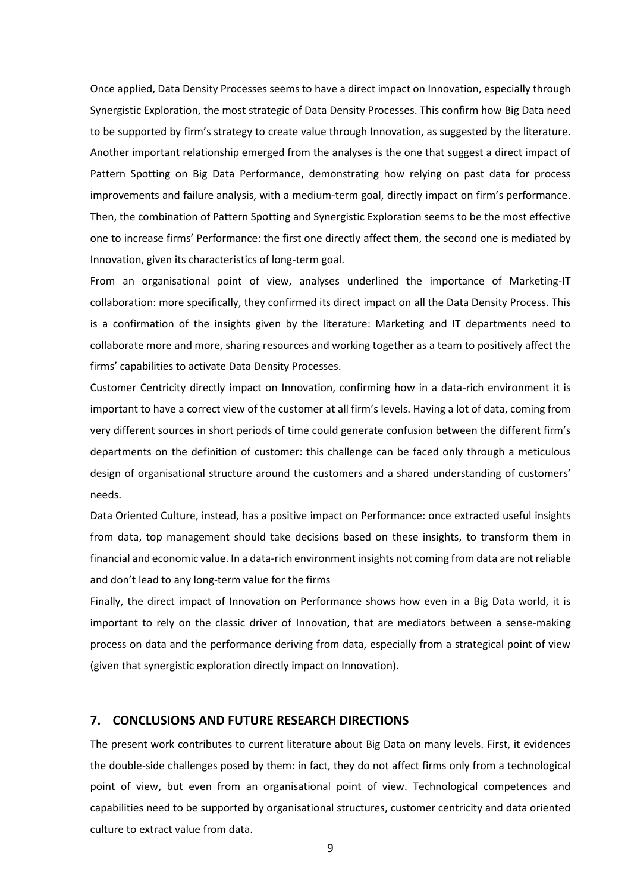Once applied, Data Density Processes seems to have a direct impact on Innovation, especially through Synergistic Exploration, the most strategic of Data Density Processes. This confirm how Big Data need to be supported by firm's strategy to create value through Innovation, as suggested by the literature. Another important relationship emerged from the analyses is the one that suggest a direct impact of Pattern Spotting on Big Data Performance, demonstrating how relying on past data for process improvements and failure analysis, with a medium-term goal, directly impact on firm's performance. Then, the combination of Pattern Spotting and Synergistic Exploration seems to be the most effective one to increase firms' Performance: the first one directly affect them, the second one is mediated by Innovation, given its characteristics of long-term goal.

From an organisational point of view, analyses underlined the importance of Marketing-IT collaboration: more specifically, they confirmed its direct impact on all the Data Density Process. This is a confirmation of the insights given by the literature: Marketing and IT departments need to collaborate more and more, sharing resources and working together as a team to positively affect the firms' capabilities to activate Data Density Processes.

Customer Centricity directly impact on Innovation, confirming how in a data-rich environment it is important to have a correct view of the customer at all firm's levels. Having a lot of data, coming from very different sources in short periods of time could generate confusion between the different firm's departments on the definition of customer: this challenge can be faced only through a meticulous design of organisational structure around the customers and a shared understanding of customers' needs.

Data Oriented Culture, instead, has a positive impact on Performance: once extracted useful insights from data, top management should take decisions based on these insights, to transform them in financial and economic value. In a data-rich environment insights not coming from data are not reliable and don't lead to any long-term value for the firms

Finally, the direct impact of Innovation on Performance shows how even in a Big Data world, it is important to rely on the classic driver of Innovation, that are mediators between a sense-making process on data and the performance deriving from data, especially from a strategical point of view (given that synergistic exploration directly impact on Innovation).

## 7. CONCLUSIONS AND FUTURE RESEARCH DIRECTIONS

The present work contributes to current literature about Big Data on many levels. First, it evidences the double-side challenges posed by them: in fact, they do not affect firms only from a technological point of view, but even from an organisational point of view. Technological competences and capabilities need to be supported by organisational structures, customer centricity and data oriented culture to extract value from data.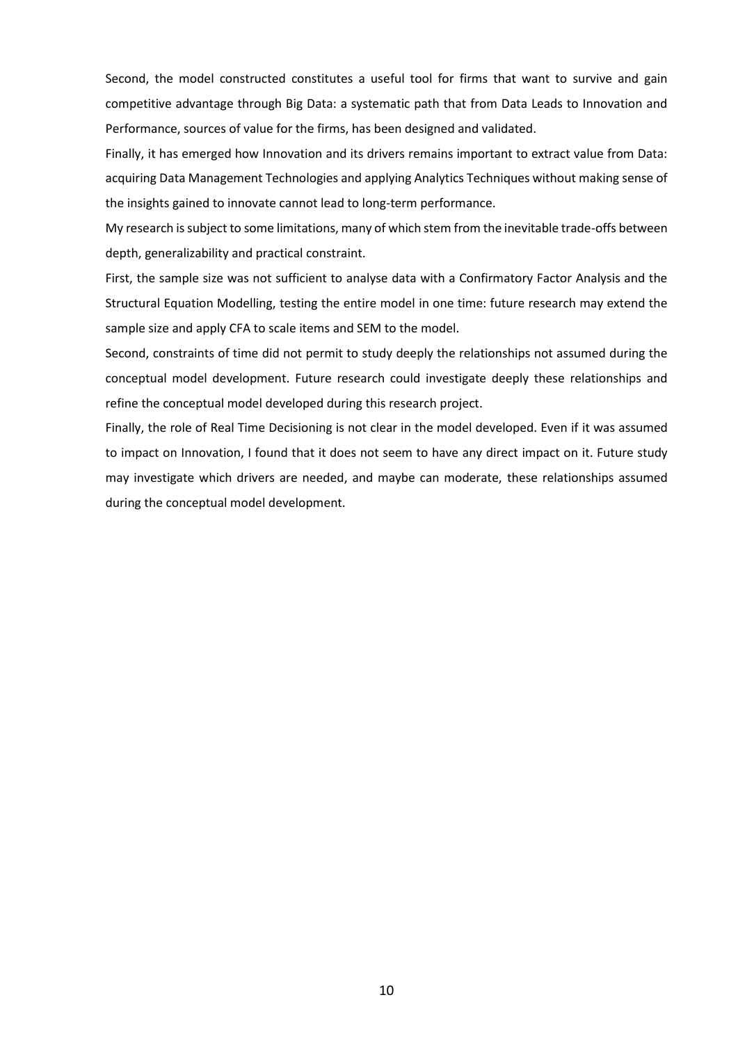Second, the model constructed constitutes a useful tool for firms that want to survive and gain competitive advantage through Big Data: a systematic path that from Data Leads to Innovation and Performance, sources of value for the firms, has been designed and validated.

Finally, it has emerged how Innovation and its drivers remains important to extract value from Data: acquiring Data Management Technologies and applying Analytics Techniques without making sense of the insights gained to innovate cannot lead to long-term performance.

My research is subject to some limitations, many of which stem from the inevitable trade-offs between depth, generalizability and practical constraint.

First, the sample size was not sufficient to analyse data with a Confirmatory Factor Analysis and the Structural Equation Modelling, testing the entire model in one time: future research may extend the sample size and apply CFA to scale items and SEM to the model.

Second, constraints of time did not permit to study deeply the relationships not assumed during the conceptual model development. Future research could investigate deeply these relationships and refine the conceptual model developed during this research project.

Finally, the role of Real Time Decisioning is not clear in the model developed. Even if it was assumed to impact on Innovation, I found that it does not seem to have any direct impact on it. Future study may investigate which drivers are needed, and maybe can moderate, these relationships assumed during the conceptual model development.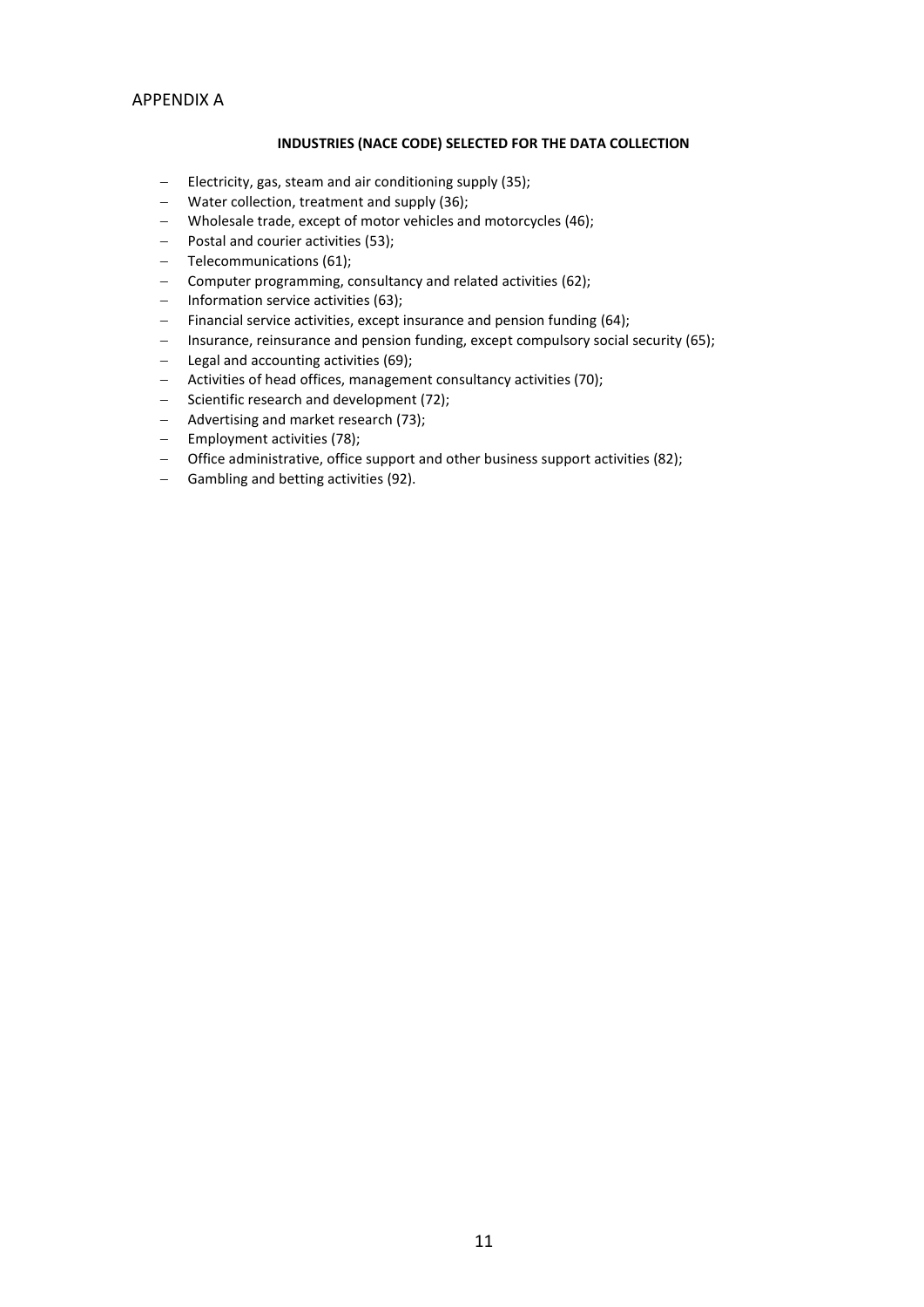## APPENDIX A

**INDUSTRIES (NACE CODE) SELECTED FOR THE DATA COLLECTION**

- Electricity, gas, steam and air conditioning supply (35);
- Water collection, treatment and supply (36);
- Wholesale trade, except of motor vehicles and motorcycles (46);
- Postal and courier activities (53);
- Telecommunications (61);
- Computer programming, consultancy and related activities (62);
- Information service activities (63);
- Financial service activities, except insurance and pension funding (64);
- Insurance, reinsurance and pension funding, except compulsory social security (65);
- Legal and accounting activities (69);
- Activities of head offices, management consultancy activities (70);
- Scientific research and development (72);
- Advertising and market research (73);
- Employment activities (78);
- Office administrative, office support and other business support activities (82);
- Gambling and betting activities (92).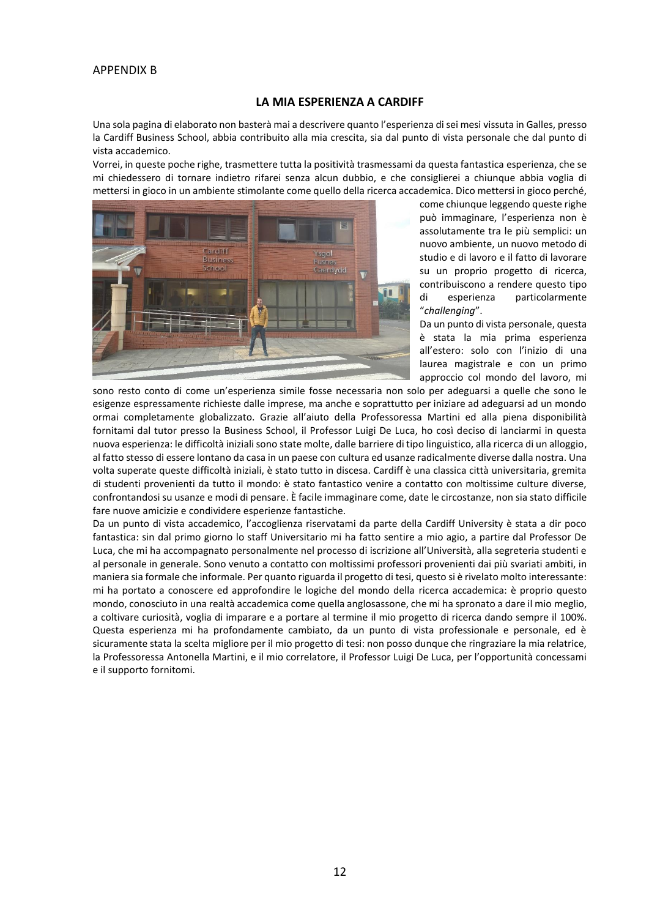APPENDIX B

## LA MIA ESPERIENZA A CARDIFF

Una sola pagina di elaborato non basterà mai a descrivere quanto l'esperienza di sei mesi vissuta in Galles, presso la Cardiff Business School, abbia contribuito alla mia crescita, sia dal punto di vista personale che dal punto di vista accademico.

Vorrei, in queste poche righe, trasmettere tutta la positività trasmessami da questa fantastica esperienza, che se mi chiedessero di tornare indietro rifarei senza alcun dubbio, e che consiglierei a chiunque abbia voglia di mettersi in gioco in un ambiente stimolante come quello della ricerca accademica. Dico mettersi in gioco perché, come chiunque leggendo queste righe può immaginare, l'esperienza non è assolutamente tra le più semplici: un nuovo ambiente, un nuovo metodo di studio e di lavoro e il fatto di lavorare su un proprio progetto di ricerca, contribuiscono a rendere questo tipo di esperienza particolarmente "*challenging*".

Da un punto di vista personale, questa è stata la mia prima esperienza all'estero: solo con l'inizio di una laurea magistrale e con un primo approccio col mondo del lavoro, mi sono resto conto di come un'esperienza simile fosse necessaria non solo per adeguarsi a quelle che sono le esigenze espressamente richieste dalle imprese, ma anche e soprattutto per iniziare ad adeguarsi ad un mondo ormai completamente globalizzato. Grazie all'aiuto della Professoressa Martini ed alla piena disponibilità fornitami dal tutor presso la Business School, il Professor Luigi De Luca, ho così deciso di lanciarmi in questa nuova esperienza: le difficoltà iniziali sono state molte, dalle barriere di tipo linguistico, alla ricerca di un alloggio, al fatto stesso di essere lontano da casa in un paese con cultura ed usanze radicalmente diverse dalla nostra. Una volta superate queste difficoltà iniziali, è stato tutto in discesa. Cardiff è una classica città universitaria, gremita di studenti provenienti da tutto il mondo: è stato fantastico venire a contatto con moltissime culture diverse, confrontandosi su usanze e modi di pensare. È facile immaginare come, date le circostanze, non sia stato difficile fare nuove amicizie e condividere esperienze fantastiche.

Da un punto di vista accademico, l'accoglienza riservatami da parte della Cardiff University è stata a dir poco fantastica: sin dal primo giorno lo staff Universitario mi ha fatto sentire a mio agio, a partire dal Professor De Luca, che mi ha accompagnato personalmente nel processo di iscrizione all'Università, alla segreteria studenti e al personale in generale. Sono venuto a contatto con moltissimi professori provenienti dai più svariati ambiti, in maniera sia formale che informale. Per quanto riguarda il progetto di tesi, questo si è rivelato molto interessante: mi ha portato a conoscere ed approfondire le logiche del mondo della ricerca accademica: è proprio questo mondo, conosciuto in una realtà accademica come quella anglosassone, che mi ha spronato a dare il mio meglio, a coltivare curiosità, voglia di imparare e a portare al termine il mio progetto di ricerca dando sempre il 100%. Questa esperienza mi ha profondamente cambiato, da un punto di vista professionale e personale, ed è sicuramente stata la scelta migliore per il mio progetto di tesi: non posso dunque che ringraziare la mia relatrice, la Professoressa Antonella Martini, e il mio correlatore, il Professor Luigi De Luca, per l'opportunità concessami e il supporto fornitomi.